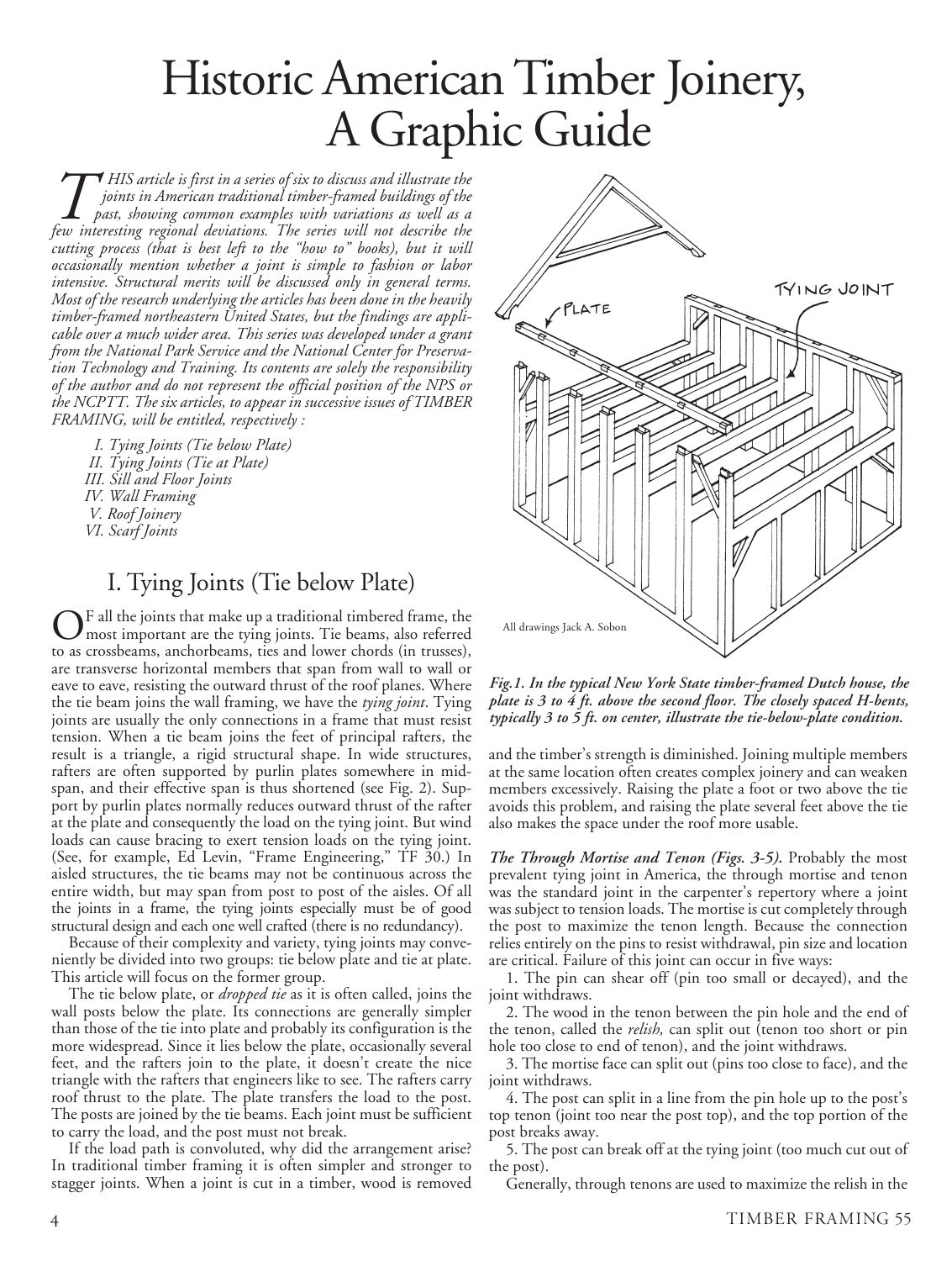# Historic American Timber Joinery, A Graphic Guide

*THIS article is first in a series of six to discuss and illustrate the joints in American traditional timber-framed buildings of the past, showing common examples with variations as well as a few interesting regional deviations. The series will not describe the cutting process (that is best left to the "how to" books), but it will occasionally mention whether a joint is simple to fashion or labor intensive. Structural merits will be discussed only in general terms. Most of the research underlying the articles has been done in the heavily timber-framed northeastern United States, but the findings are applicable over a much wider area. This series was developed under a grant from the National Park Service and the National Center for Preservation Technology and Training. Its contents are solely the responsibility of the author and do not represent the official position of the NPS or the NCPTT. The six articles, to appear in successive issues of TIMBER FRAMING, will be entitled, respectively :*

*I. Tying Joints (Tie below Plate)*
*II. Tying Joints (Tie at Plate)*
*III. Sill and Floor Joints*
*IV. Wall Framing*
*V. Roof Joinery*
*VI. Scarf Joints*

TYING JOINT

PLATE

All drawings Jack A. Sobon

***Fig.1. In the typical New York State timber-framed Dutch house, the plate is 3 to 4 ft. above the second floor. The closely spaced H-bents, typically 3 to 5 ft. on center, illustrate the tie-below-plate condition.***

## I. Tying Joints (Tie below Plate)

OF all the joints that make up a traditional timbered frame, the most important are the tying joints. Tie beams, also referred to as crossbeams, anchorbeams, ties and lower chords (in trusses), are transverse horizontal members that span from wall to wall or eave to eave, resisting the outward thrust of the roof planes. Where the tie beam joins the wall framing, we have the *tying joint*. Tying joints are usually the only connections in a frame that must resist tension. When a tie beam joins the feet of principal rafters, the result is a triangle, a rigid structural shape. In wide structures, rafters are often supported by purlin plates somewhere in midspan, and their effective span is thus shortened (see Fig. 2). Support by purlin plates normally reduces outward thrust of the rafter at the plate and consequently the load on the tying joint. But wind loads can cause bracing to exert tension loads on the tying joint. (See, for example, Ed Levin, "Frame Engineering," TF 30.) In aisled structures, the tie beams may not be continuous across the entire width, but may span from post to post of the aisles. Of all the joints in a frame, the tying joints especially must be of good structural design and each one well crafted (there is no redundancy).

Because of their complexity and variety, tying joints may conveniently be divided into two groups: tie below plate and tie at plate. This article will focus on the former group.

The tie below plate, or *dropped tie* as it is often called, joins the wall posts below the plate. Its connections are generally simpler than those of the tie into plate and probably its configuration is the more widespread. Since it lies below the plate, occasionally several feet, and the rafters join to the plate, it doesn't create the nice triangle with the rafters that engineers like to see. The rafters carry roof thrust to the plate. The plate transfers the load to the post. The posts are joined by the tie beams. Each joint must be sufficient to carry the load, and the post must not break.

If the load path is convoluted, why did the arrangement arise? In traditional timber framing it is often simpler and stronger to stagger joints. When a joint is cut in a timber, wood is removed and the timber's strength is diminished. Joining multiple members at the same location often creates complex joinery and can weaken members excessively. Raising the plate a foot or two above the tie avoids this problem, and raising the plate several feet above the tie also makes the space under the roof more usable.

***The Through Mortise and Tenon (Figs. 3-5).*** Probably the most prevalent tying joint in America, the through mortise and tenon was the standard joint in the carpenter's repertory where a joint was subject to tension loads. The mortise is cut completely through the post to maximize the tenon length. Because the connection relies entirely on the pins to resist withdrawal, pin size and location are critical. Failure of this joint can occur in five ways:

1. The pin can shear off (pin too small or decayed), and the joint withdraws.

2. The wood in the tenon between the pin hole and the end of the tenon, called the *relish,* can split out (tenon too short or pin hole too close to end of tenon), and the joint withdraws.

3. The mortise face can split out (pins too close to face), and the joint withdraws.

4. The post can split in a line from the pin hole up to the post's top tenon (joint too near the post top), and the top portion of the post breaks away.

5. The post can break off at the tying joint (too much cut out of the post).

Generally, through tenons are used to maximize the relish in the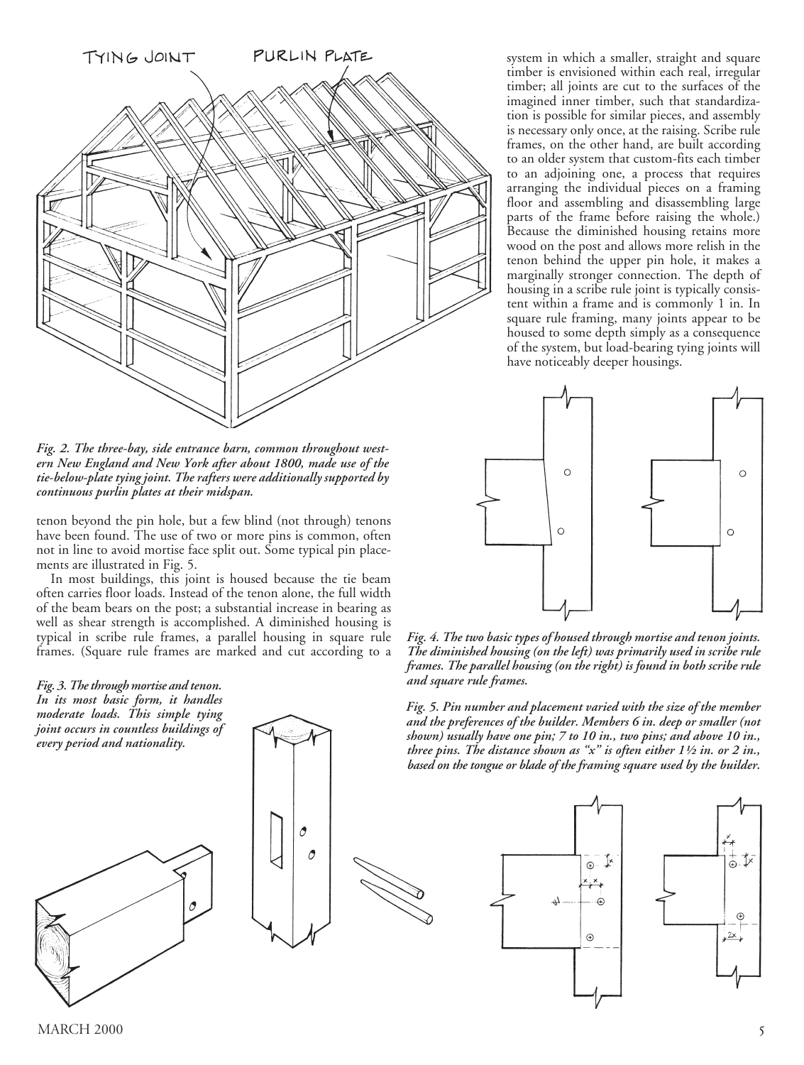*Fig. 2. The three-bay, side entrance barn, common throughout western New England and New York after about 1800, made use of the tie-below-plate tying joint. The rafters were additionally supported by continuous purlin plates at their midspan.*

tenon beyond the pin hole, but a few blind (not through) tenons have been found. The use of two or more pins is common, often not in line to avoid mortise face split out. Some typical pin placements are illustrated in Fig. 5.

In most buildings, this joint is housed because the tie beam often carries floor loads. Instead of the tenon alone, the full width of the beam bears on the post; a substantial increase in bearing as well as shear strength is accomplished. A diminished housing is typical in scribe rule frames, a parallel housing in square rule frames. (Square rule frames are marked and cut according to a system in which a smaller, straight and square timber is envisioned within each real, irregular timber; all joints are cut to the surfaces of the imagined inner timber, such that standardization is possible for similar pieces, and assembly is necessary only once, at the raising. Scribe rule frames, on the other hand, are built according to an older system that custom-fits each timber to an adjoining one, a process that requires arranging the individual pieces on a framing floor and assembling and disassembling large parts of the frame before raising the whole.) Because the diminished housing retains more wood on the post and allows more relish in the tenon behind the upper pin hole, it makes a marginally stronger connection. The depth of housing in a scribe rule joint is typically consistent within a frame and is commonly 1 in. In square rule framing, many joints appear to be housed to some depth simply as a consequence of the system, but load-bearing tying joints will have noticeably deeper housings.

*Fig. 3. The through mortise and tenon. In its most basic form, it handles moderate loads. This simple tying joint occurs in countless buildings of every period and nationality.*

*Fig. 4. The two basic types of housed through mortise and tenon joints. The diminished housing (on the left) was primarily used in scribe rule frames. The parallel housing (on the right) is found in both scribe rule and square rule frames.*

*Fig. 5. Pin number and placement varied with the size of the member and the preferences of the builder. Members 6 in. deep or smaller (not shown) usually have one pin; 7 to 10 in., two pins; and above 10 in., three pins. The distance shown as "x" is often either 1½ in. or 2 in., based on the tongue or blade of the framing square used by the builder.*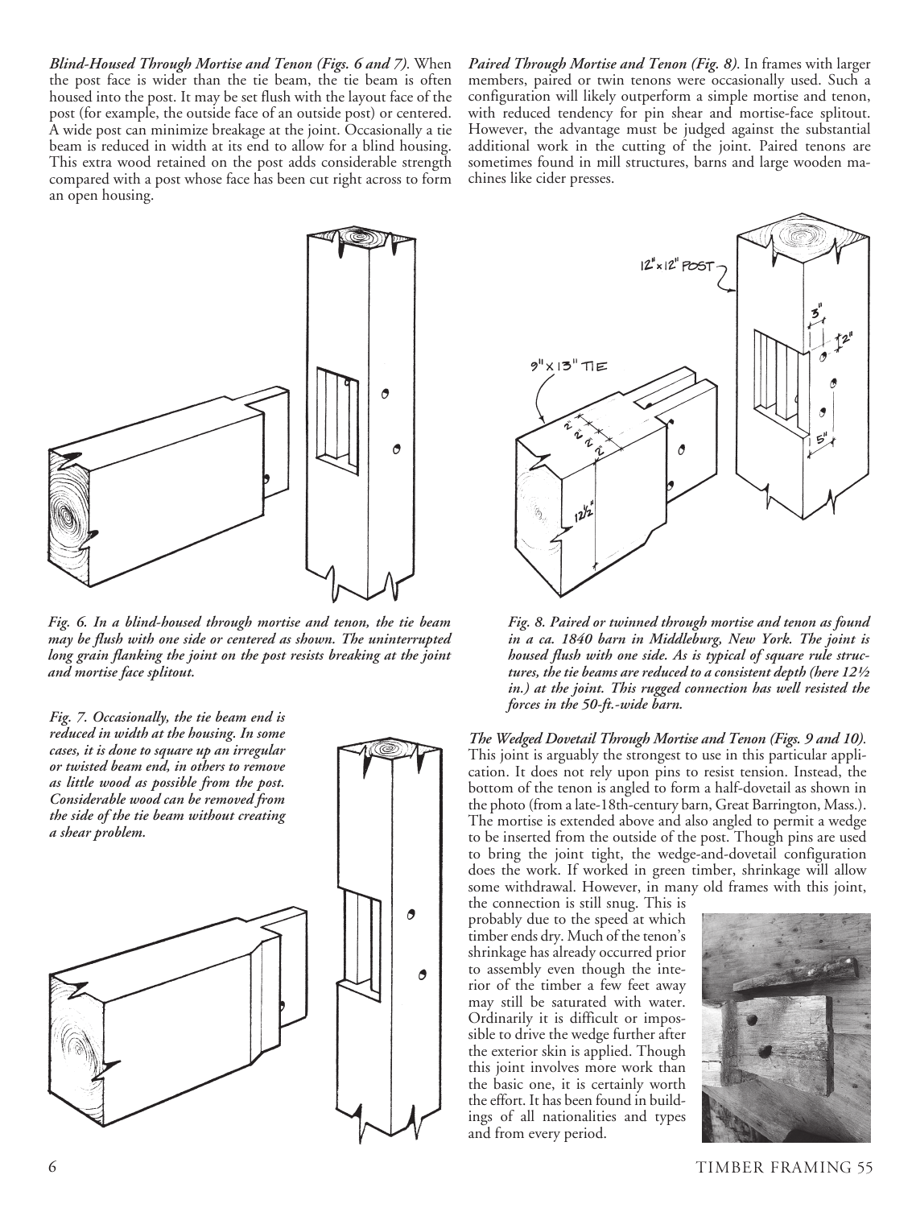***Blind-Housed Through Mortise and Tenon (Figs. 6 and 7).*** When the post face is wider than the tie beam, the tie beam is often housed into the post. It may be set flush with the layout face of the post (for example, the outside face of an outside post) or centered. A wide post can minimize breakage at the joint. Occasionally a tie beam is reduced in width at its end to allow for a blind housing. This extra wood retained on the post adds considerable strength compared with a post whose face has been cut right across to form an open housing.

***Fig. 6. In a blind-housed through mortise and tenon, the tie beam may be flush with one side or centered as shown. The uninterrupted long grain flanking the joint on the post resists breaking at the joint and mortise face splitout.***

***Fig. 7. Occasionally, the tie beam end is reduced in width at the housing. In some cases, it is done to square up an irregular or twisted beam end, in others to remove as little wood as possible from the post. Considerable wood can be removed from the side of the tie beam without creating a shear problem.***

***Paired Through Mortise and Tenon (Fig. 8).*** In frames with larger members, paired or twin tenons were occasionally used. Such a configuration will likely outperform a simple mortise and tenon, with reduced tendency for pin shear and mortise-face splitout. However, the advantage must be judged against the substantial additional work in the cutting of the joint. Paired tenons are sometimes found in mill structures, barns and large wooden machines like cider presses.

***Fig. 8. Paired or twinned through mortise and tenon as found in a ca. 1840 barn in Middleburg, New York. The joint is housed flush with one side. As is typical of square rule structures, the tie beams are reduced to a consistent depth (here 12½ in.) at the joint. This rugged connection has well resisted the forces in the 50-ft.-wide barn.***

***The Wedged Dovetail Through Mortise and Tenon (Figs. 9 and 10).*** This joint is arguably the strongest to use in this particular application. It does not rely upon pins to resist tension. Instead, the bottom of the tenon is angled to form a half-dovetail as shown in the photo (from a late-18th-century barn, Great Barrington, Mass.). The mortise is extended above and also angled to permit a wedge to be inserted from the outside of the post. Though pins are used to bring the joint tight, the wedge-and-dovetail configuration does the work. If worked in green timber, shrinkage will allow some withdrawal. However, in many old frames with this joint, the connection is still snug. This is probably due to the speed at which timber ends dry. Much of the tenon's shrinkage has already occurred prior to assembly even though the interior of the timber a few feet away may still be saturated with water. Ordinarily it is difficult or impossible to drive the wedge further after the exterior skin is applied. Though this joint involves more work than the basic one, it is certainly worth the effort. It has been found in buildings of all nationalities and types and from every period.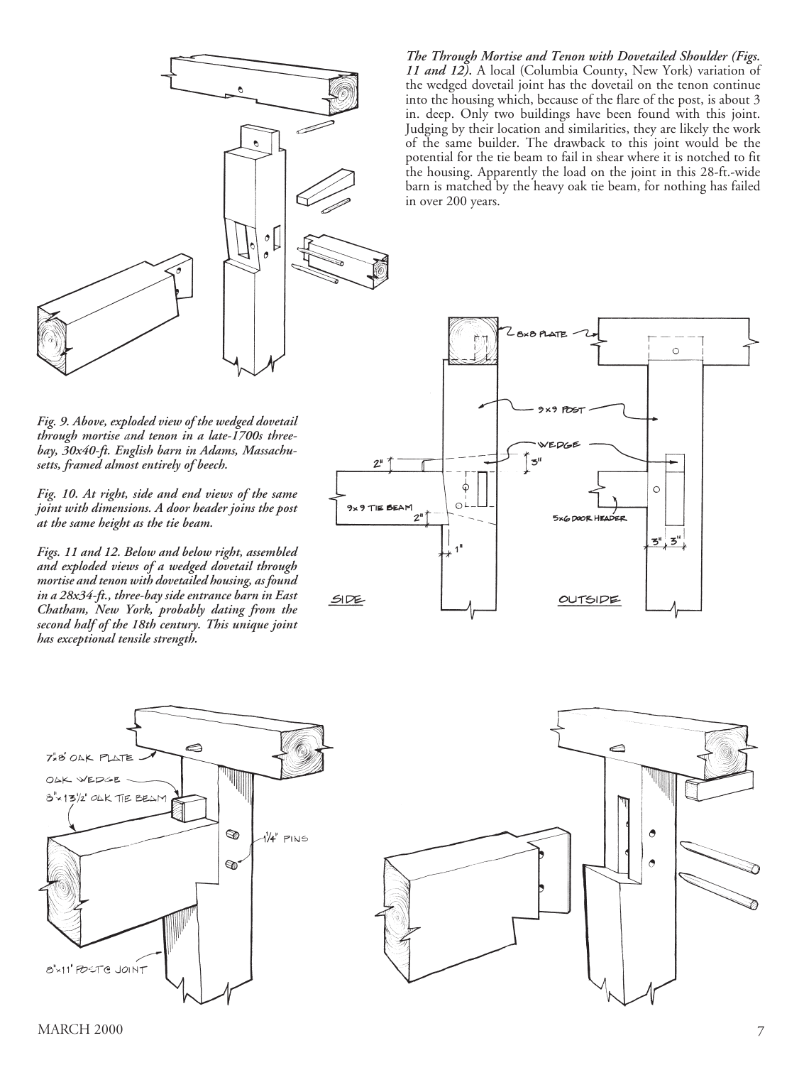***The Through Mortise and Tenon with Dovetailed Shoulder (Figs. 11 and 12).*** A local (Columbia County, New York) variation of the wedged dovetail joint has the dovetail on the tenon continue into the housing which, because of the flare of the post, is about 3 in. deep. Only two buildings have been found with this joint. Judging by their location and similarities, they are likely the work of the same builder. The drawback to this joint would be the potential for the tie beam to fail in shear where it is notched to fit the housing. Apparently the load on the joint in this 28-ft.-wide barn is matched by the heavy oak tie beam, for nothing has failed in over 200 years.

***Fig. 9. Above, exploded view of the wedged dovetail through mortise and tenon in a late-1700s three-bay, 30x40-ft. English barn in Adams, Massachusetts, framed almost entirely of beech.***

***Fig. 10. At right, side and end views of the same joint with dimensions. A door header joins the post at the same height as the tie beam.***

***Figs. 11 and 12. Below and below right, assembled and exploded views of a wedged dovetail through mortise and tenon with dovetailed housing, as found in a 28x34-ft., three-bay side entrance barn in East Chatham, New York, probably dating from the second half of the 18th century. This unique joint has exceptional tensile strength.***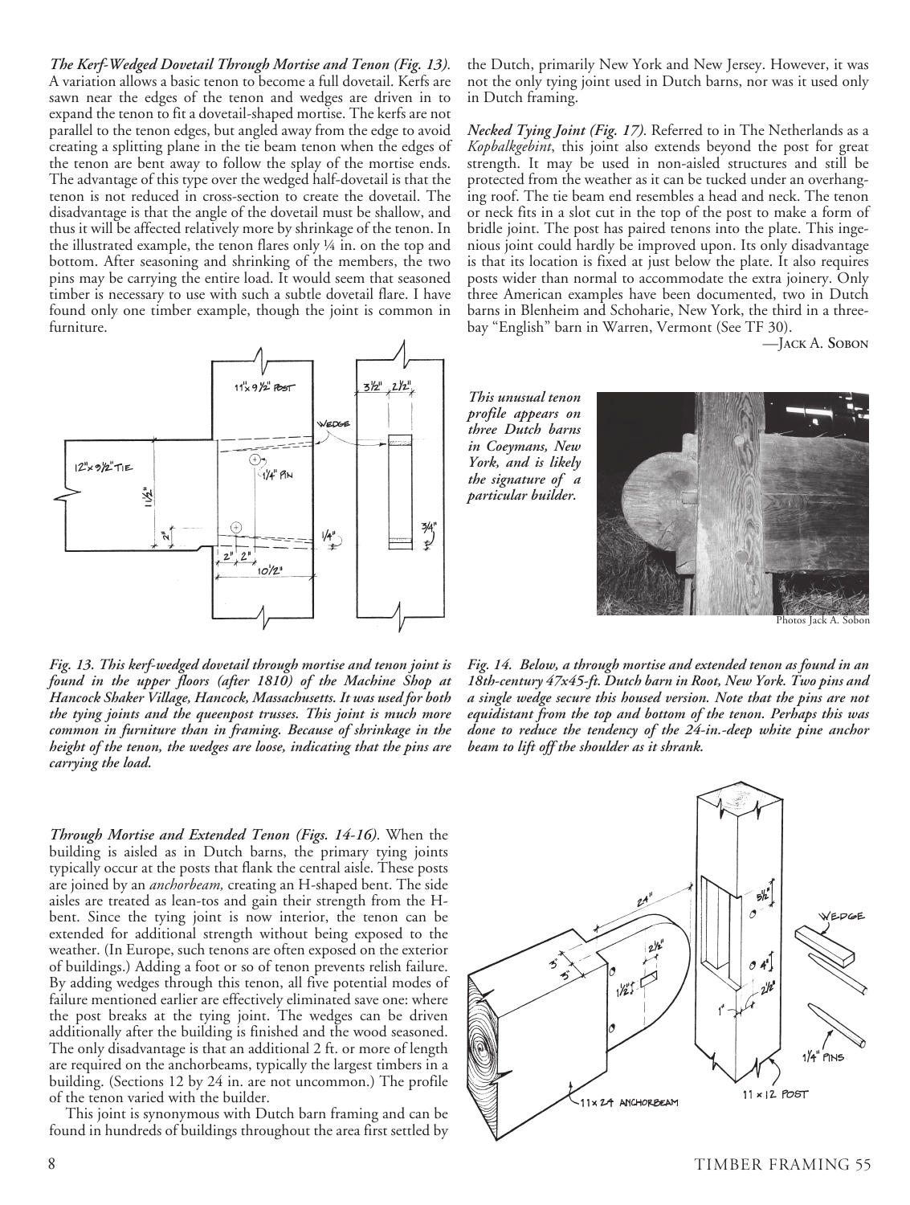***The Kerf-Wedged Dovetail Through Mortise and Tenon (Fig. 13).*** A variation allows a basic tenon to become a full dovetail. Kerfs are sawn near the edges of the tenon and wedges are driven in to expand the tenon to fit a dovetail-shaped mortise. The kerfs are not parallel to the tenon edges, but angled away from the edge to avoid creating a splitting plane in the tie beam tenon when the edges of the tenon are bent away to follow the splay of the mortise ends. The advantage of this type over the wedged half-dovetail is that the tenon is not reduced in cross-section to create the dovetail. The disadvantage is that the angle of the dovetail must be shallow, and thus it will be affected relatively more by shrinkage of the tenon. In the illustrated example, the tenon flares only ¼ in. on the top and bottom. After seasoning and shrinking of the members, the two pins may be carrying the entire load. It would seem that seasoned timber is necessary to use with such a subtle dovetail flare. I have found only one timber example, though the joint is common in furniture.

***Fig. 13. This kerf-wedged dovetail through mortise and tenon joint is found in the upper floors (after 1810) of the Machine Shop at Hancock Shaker Village, Hancock, Massachusetts. It was used for both the tying joints and the queenpost trusses. This joint is much more common in furniture than in framing. Because of shrinkage in the height of the tenon, the wedges are loose, indicating that the pins are carrying the load.***

***Through Mortise and Extended Tenon (Figs. 14-16).*** When the building is aisled as in Dutch barns, the primary tying joints typically occur at the posts that flank the central aisle. These posts are joined by an *anchorbeam,* creating an H-shaped bent. The side aisles are treated as lean-tos and gain their strength from the H-bent. Since the tying joint is now interior, the tenon can be extended for additional strength without being exposed to the weather. (In Europe, such tenons are often exposed on the exterior of buildings.) Adding a foot or so of tenon prevents relish failure. By adding wedges through this tenon, all five potential modes of failure mentioned earlier are effectively eliminated save one: where the post breaks at the tying joint. The wedges can be driven additionally after the building is finished and the wood seasoned. The only disadvantage is that an additional 2 ft. or more of length are required on the anchorbeams, typically the largest timbers in a building. (Sections 12 by 24 in. are not uncommon.) The profile of the tenon varied with the builder.

This joint is synonymous with Dutch barn framing and can be found in hundreds of buildings throughout the area first settled by the Dutch, primarily New York and New Jersey. However, it was not the only tying joint used in Dutch barns, nor was it used only in Dutch framing.

***Necked Tying Joint (Fig. 17).*** Referred to in The Netherlands as a *Kopbalkgebint*, this joint also extends beyond the post for great strength. It may be used in non-aisled structures and still be protected from the weather as it can be tucked under an overhanging roof. The tie beam end resembles a head and neck. The tenon or neck fits in a slot cut in the top of the post to make a form of bridle joint. The post has paired tenons into the plate. This ingenious joint could hardly be improved upon. Its only disadvantage is that its location is fixed at just below the plate. It also requires posts wider than normal to accommodate the extra joinery. Only three American examples have been documented, two in Dutch barns in Blenheim and Schoharie, New York, the third in a three-bay "English" barn in Warren, Vermont (See TF 30).

—Jack A. Sobon

***This unusual tenon profile appears on three Dutch barns in Coeymans, New York, and is likely the signature of a particular builder.***

Photos Jack A. Sobon

***Fig. 14. Below, a through mortise and extended tenon as found in an 18th-century 47x45-ft. Dutch barn in Root, New York. Two pins and a single wedge secure this housed version. Note that the pins are not equidistant from the top and bottom of the tenon. Perhaps this was done to reduce the tendency of the 24-in.-deep white pine anchor beam to lift off the shoulder as it shrank.***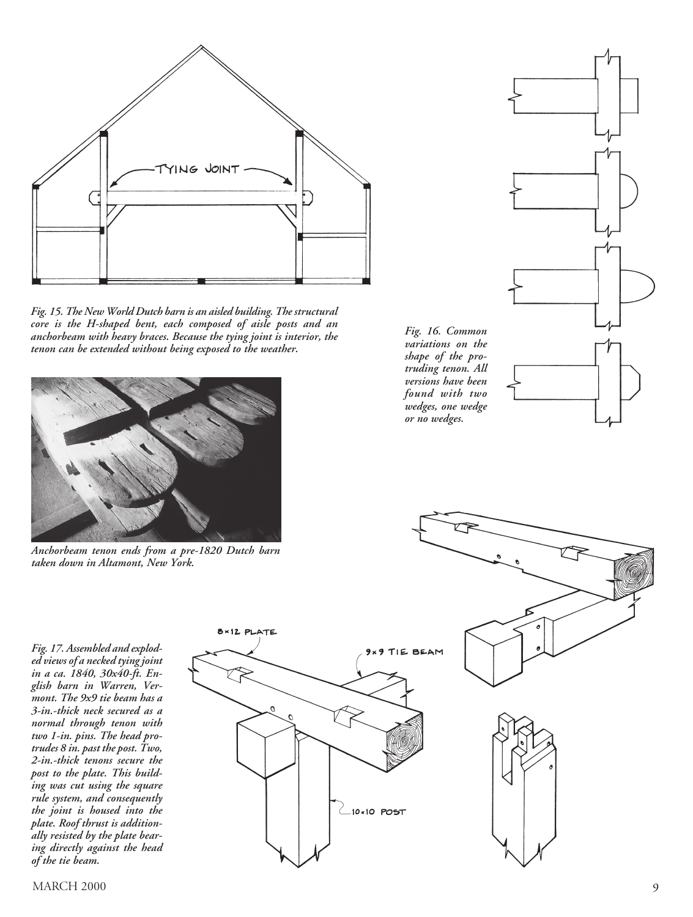TYING JOINT

*Fig. 15. The New World Dutch barn is an aisled building. The structural core is the H-shaped bent, each composed of aisle posts and an anchorbeam with heavy braces. Because the tying joint is interior, the tenon can be extended without being exposed to the weather.*

*Fig. 16. Common variations on the shape of the protruding tenon. All versions have been found with two wedges, one wedge or no wedges.*

*Anchorbeam tenon ends from a pre-1820 Dutch barn taken down in Altamont, New York.*

8×12 PLATE

9×9 TIE BEAM

10×10 POST

*Fig. 17. Assembled and exploded views of a necked tying joint in a ca. 1840, 30x40-ft. English barn in Warren, Vermont. The 9x9 tie beam has a 3-in.-thick neck secured as a normal through tenon with two 1-in. pins. The head protrudes 8 in. past the post. Two, 2-in.-thick tenons secure the post to the plate. This building was cut using the square rule system, and consequently the joint is housed into the plate. Roof thrust is additionally resisted by the plate bearing directly against the head of the tie beam.*